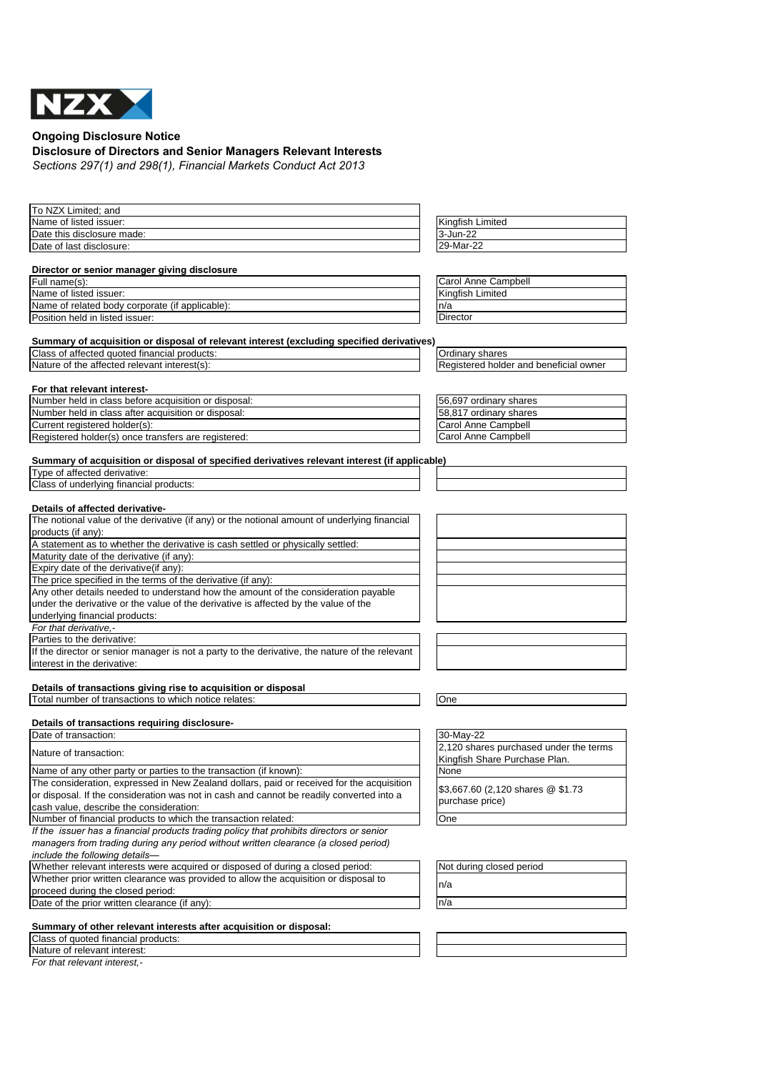**Ongoing Disclosure Notice**

**Disclosure of Directors and Senior Managers Relevant Interests**

*Sections 297(1) and 298(1), Financial Markets Conduct Act 2013*

| | |
|---|---|
| To NZX Limited; and | |
| Name of listed issuer: | Kingfish Limited |
| Date this disclosure made: | 3-Jun-22 |
| Date of last disclosure: | 29-Mar-22 |

**Director or senior manager giving disclosure**

| | |
|---|---|
| Full name(s): | Carol Anne Campbell |
| Name of listed issuer: | Kingfish Limited |
| Name of related body corporate (if applicable): | n/a |
| Position held in listed issuer: | Director |

**Summary of acquisition or disposal of relevant interest (excluding specified derivatives)**

| | |
|---|---|
| Class of affected quoted financial products: | Ordinary shares |
| Nature of the affected relevant interest(s): | Registered holder and beneficial owner |

**For that relevant interest-**

| | |
|---|---|
| Number held in class before acquisition or disposal: | 56,697 ordinary shares |
| Number held in class after acquisition or disposal: | 58,817 ordinary shares |
| Current registered holder(s): | Carol Anne Campbell |
| Registered holder(s) once transfers are registered: | Carol Anne Campbell |

**Summary of acquisition or disposal of specified derivatives relevant interest (if applicable)**

| | |
|---|---|
| Type of affected derivative: | |
| Class of underlying financial products: | |

**Details of affected derivative-**

| | |
|---|---|
| The notional value of the derivative (if any) or the notional amount of underlying financial products (if any): | |
| A statement as to whether the derivative is cash settled or physically settled: | |
| Maturity date of the derivative (if any): | |
| Expiry date of the derivative(if any): | |
| The price specified in the terms of the derivative (if any): | |
| Any other details needed to understand how the amount of the consideration payable under the derivative or the value of the derivative is affected by the value of the underlying financial products: | |

*For that derivative,-*

| | |
|---|---|
| Parties to the derivative: | |
| If the director or senior manager is not a party to the derivative, the nature of the relevant interest in the derivative: | |

**Details of transactions giving rise to acquisition or disposal**

| | |
|---|---|
| Total number of transactions to which notice relates: | One |

**Details of transactions requiring disclosure-**

| | |
|---|---|
| Date of transaction: | 30-May-22 |
| Nature of transaction: | 2,120 shares purchased under the terms Kingfish Share Purchase Plan. |
| Name of any other party or parties to the transaction (if known): | None |
| The consideration, expressed in New Zealand dollars, paid or received for the acquisition or disposal. If the consideration was not in cash and cannot be readily converted into a cash value, describe the consideration: | $3,667.60 (2,120 shares @ $1.73 purchase price) |
| Number of financial products to which the transaction related: | One |

*If the issuer has a financial products trading policy that prohibits directors or senior managers from trading during any period without written clearance (a closed period) include the following details—*

| | |
|---|---|
| Whether relevant interests were acquired or disposed of during a closed period: | Not during closed period |
| Whether prior written clearance was provided to allow the acquisition or disposal to proceed during the closed period: | n/a |
| Date of the prior written clearance (if any): | n/a |

**Summary of other relevant interests after acquisition or disposal:**

| | |
|---|---|
| Class of quoted financial products: | |
| Nature of relevant interest: | |

*For that relevant interest,-*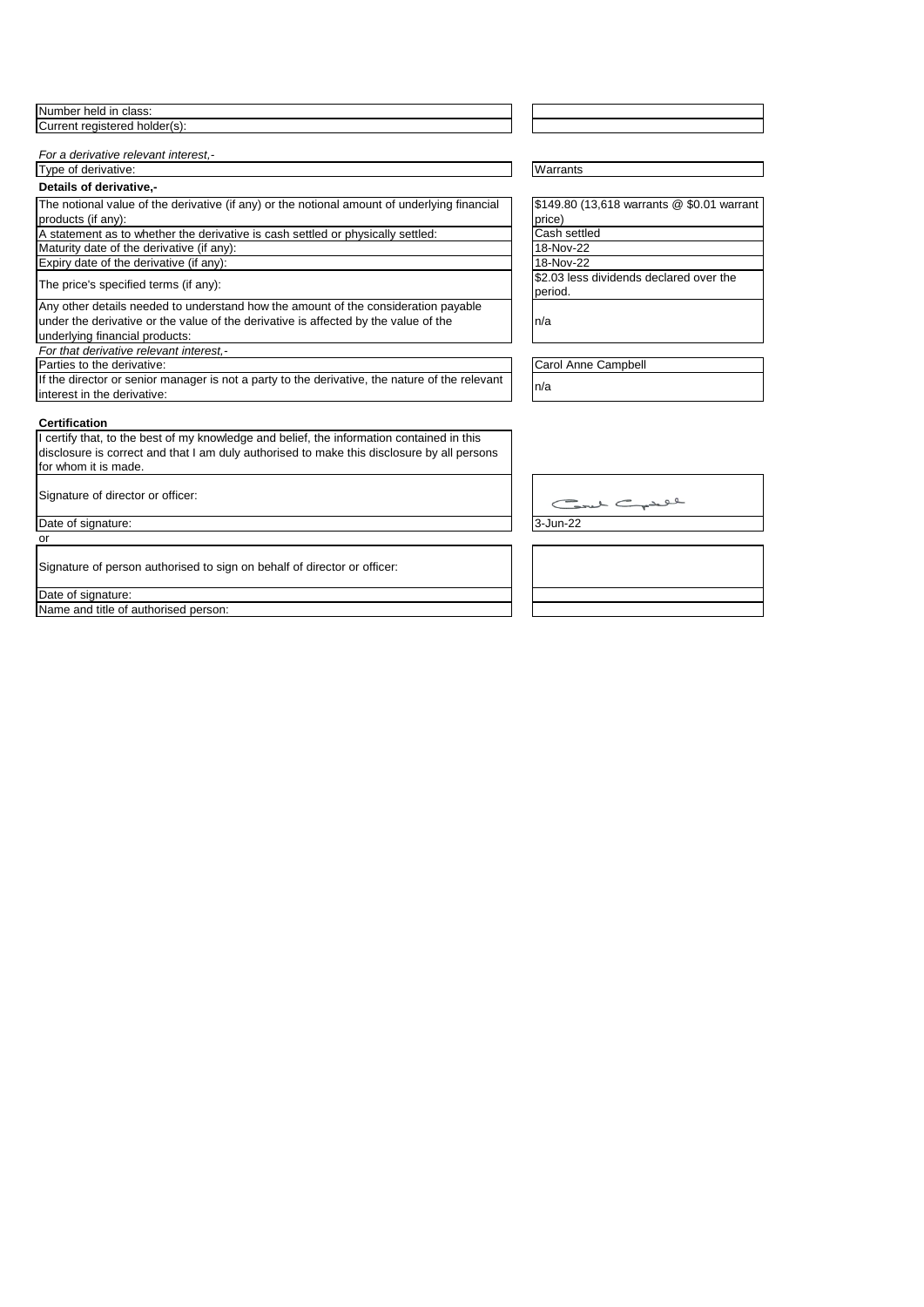| | |
|---|---|
| Number held in class: | |
| Current registered holder(s): | |

*For a derivative relevant interest,-*

| | |
|---|---|
| Type of derivative: | Warrants |

**Details of derivative,-**

| | |
|---|---|
| The notional value of the derivative (if any) or the notional amount of underlying financial products (if any): | $149.80 (13,618 warrants @ $0.01 warrant price) |
| A statement as to whether the derivative is cash settled or physically settled: | Cash settled |
| Maturity date of the derivative (if any): | 18-Nov-22 |
| Expiry date of the derivative (if any): | 18-Nov-22 |
| The price's specified terms (if any): | $2.03 less dividends declared over the period. |
| Any other details needed to understand how the amount of the consideration payable under the derivative or the value of the derivative is affected by the value of the underlying financial products: | n/a |

*For that derivative relevant interest,-*

| | |
|---|---|
| Parties to the derivative: | Carol Anne Campbell |
| If the director or senior manager is not a party to the derivative, the nature of the relevant interest in the derivative: | n/a |

**Certification**

I certify that, to the best of my knowledge and belief, the information contained in this disclosure is correct and that I am duly authorised to make this disclosure by all persons for whom it is made.

| | |
|---|---|
| Signature of director or officer: | [Signature] |
| Date of signature: | 3-Jun-22 |

or

| | |
|---|---|
| Signature of person authorised to sign on behalf of director or officer: | |
| Date of signature: | |
| Name and title of authorised person: | |